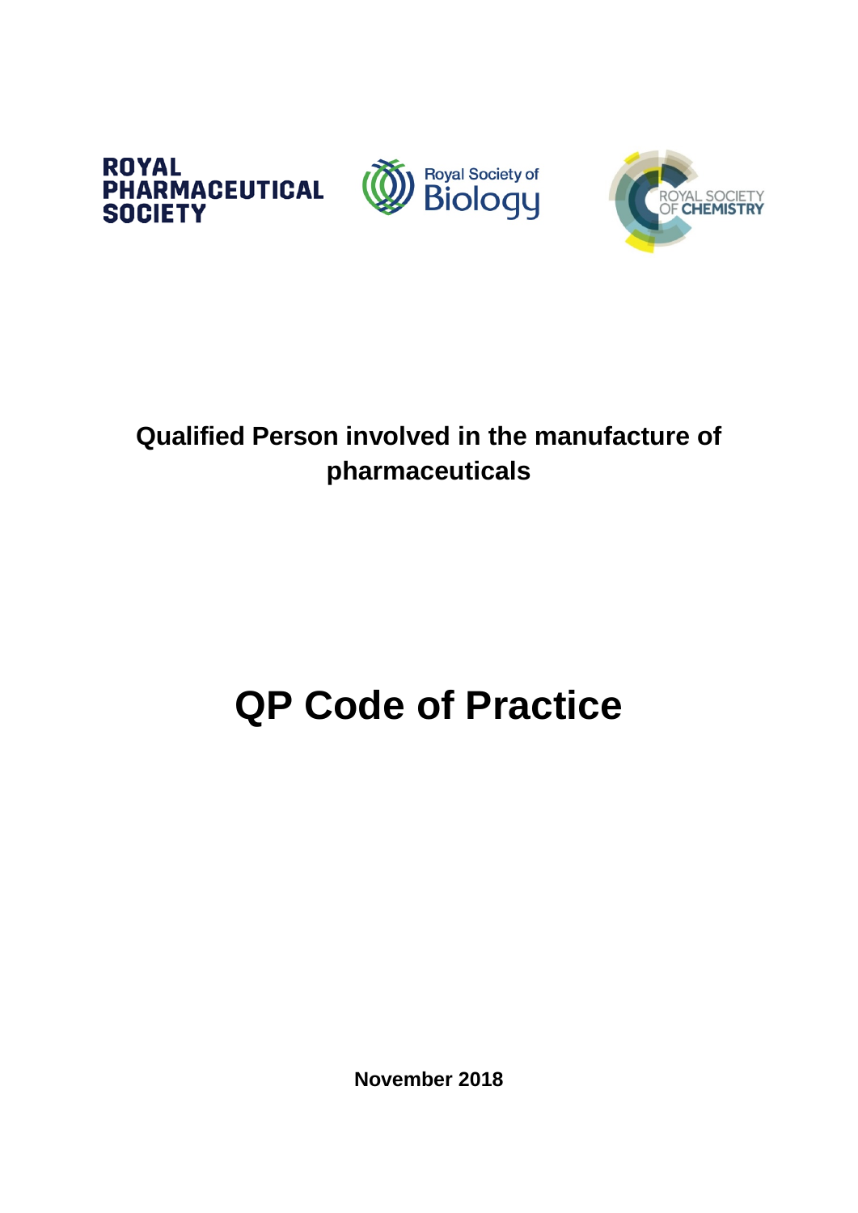ROYAL PHARMACEUTICAL SOCIETY

Royal Society of Biology

ROYAL SOCIETY OF CHEMISTRY

## Qualified Person involved in the manufacture of pharmaceuticals

# QP Code of Practice

**November 2018**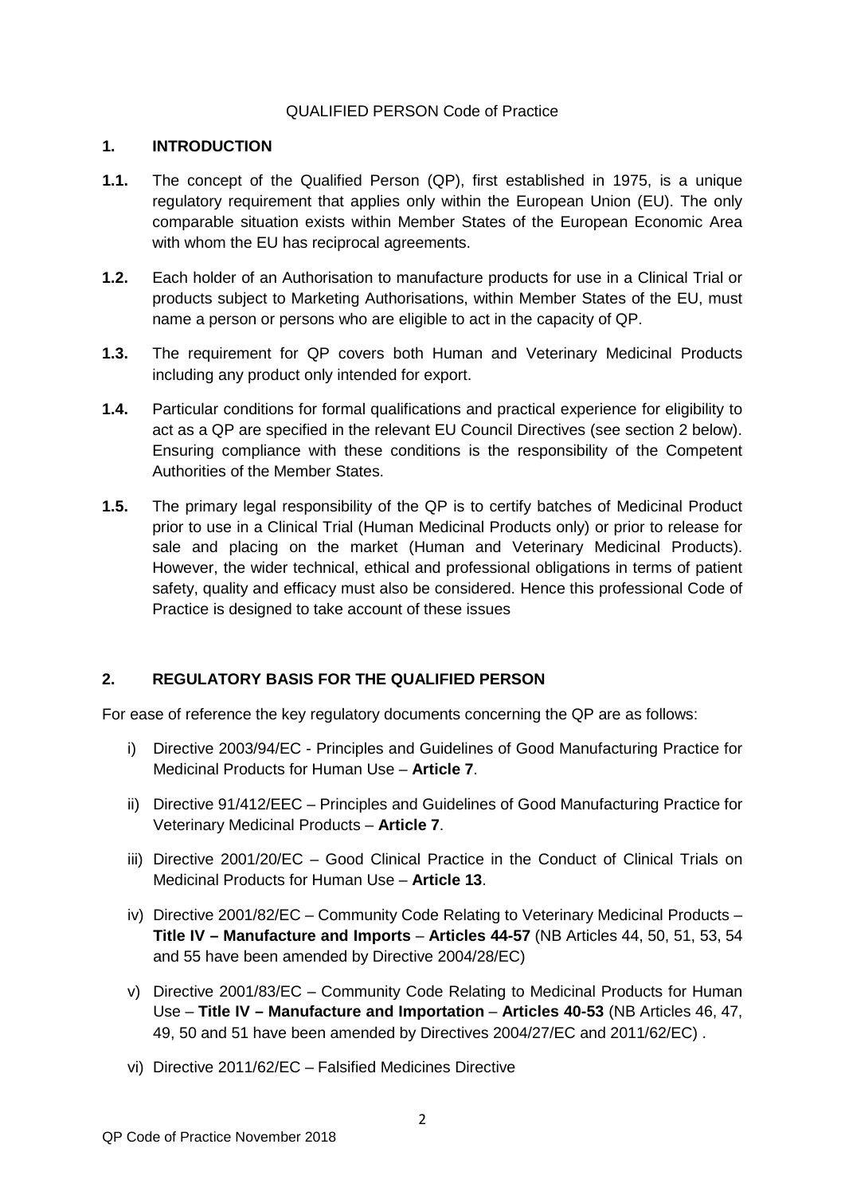QUALIFIED PERSON Code of Practice

## 1. INTRODUCTION

**1.1.** The concept of the Qualified Person (QP), first established in 1975, is a unique regulatory requirement that applies only within the European Union (EU). The only comparable situation exists within Member States of the European Economic Area with whom the EU has reciprocal agreements.

**1.2.** Each holder of an Authorisation to manufacture products for use in a Clinical Trial or products subject to Marketing Authorisations, within Member States of the EU, must name a person or persons who are eligible to act in the capacity of QP.

**1.3.** The requirement for QP covers both Human and Veterinary Medicinal Products including any product only intended for export.

**1.4.** Particular conditions for formal qualifications and practical experience for eligibility to act as a QP are specified in the relevant EU Council Directives (see section 2 below). Ensuring compliance with these conditions is the responsibility of the Competent Authorities of the Member States.

**1.5.** The primary legal responsibility of the QP is to certify batches of Medicinal Product prior to use in a Clinical Trial (Human Medicinal Products only) or prior to release for sale and placing on the market (Human and Veterinary Medicinal Products). However, the wider technical, ethical and professional obligations in terms of patient safety, quality and efficacy must also be considered. Hence this professional Code of Practice is designed to take account of these issues

## 2. REGULATORY BASIS FOR THE QUALIFIED PERSON

For ease of reference the key regulatory documents concerning the QP are as follows:

i) Directive 2003/94/EC - Principles and Guidelines of Good Manufacturing Practice for Medicinal Products for Human Use – **Article 7**.

ii) Directive 91/412/EEC – Principles and Guidelines of Good Manufacturing Practice for Veterinary Medicinal Products – **Article 7**.

iii) Directive 2001/20/EC – Good Clinical Practice in the Conduct of Clinical Trials on Medicinal Products for Human Use – **Article 13**.

iv) Directive 2001/82/EC – Community Code Relating to Veterinary Medicinal Products – **Title IV – Manufacture and Imports** – **Articles 44-57** (NB Articles 44, 50, 51, 53, 54 and 55 have been amended by Directive 2004/28/EC)

v) Directive 2001/83/EC – Community Code Relating to Medicinal Products for Human Use – **Title IV – Manufacture and Importation** – **Articles 40-53** (NB Articles 46, 47, 49, 50 and 51 have been amended by Directives 2004/27/EC and 2011/62/EC) .

vi) Directive 2011/62/EC – Falsified Medicines Directive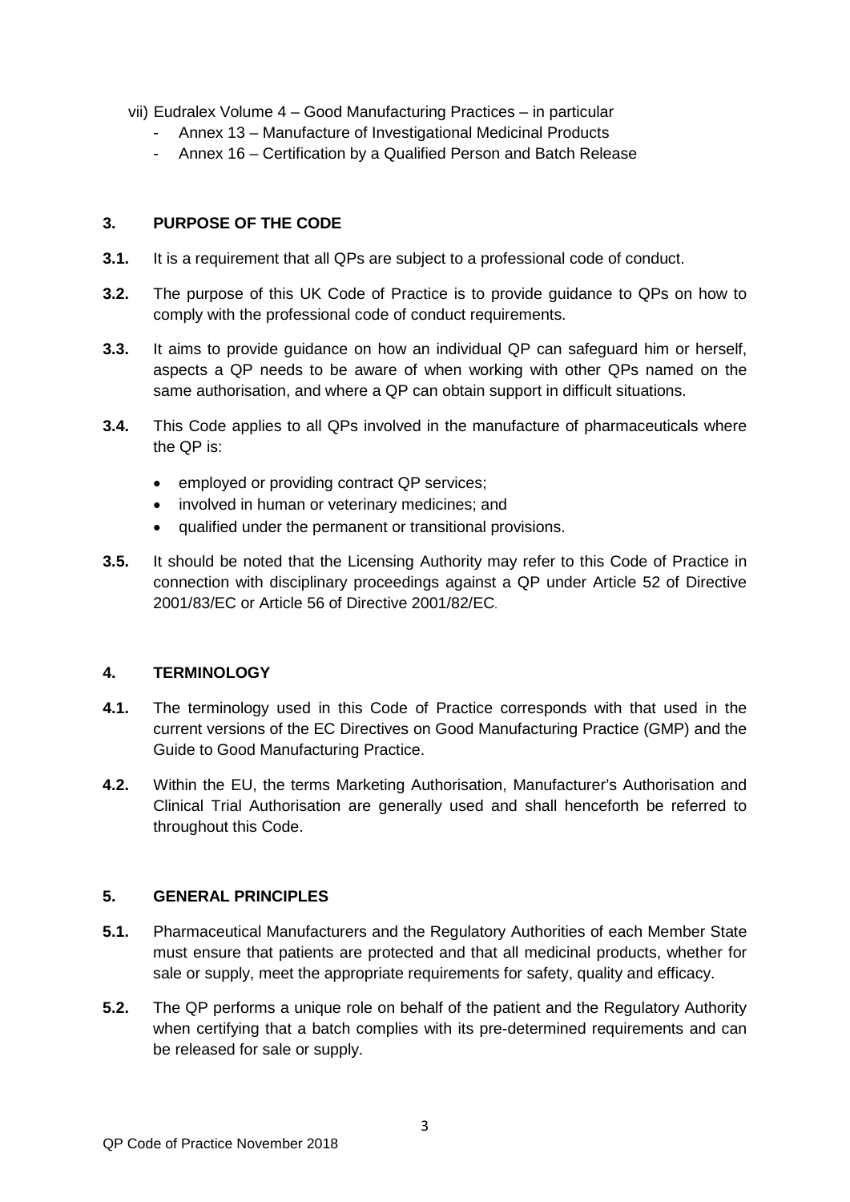vii) Eudralex Volume 4 – Good Manufacturing Practices – in particular
   - Annex 13 – Manufacture of Investigational Medicinal Products
   - Annex 16 – Certification by a Qualified Person and Batch Release

## 3. PURPOSE OF THE CODE

**3.1.** It is a requirement that all QPs are subject to a professional code of conduct.

**3.2.** The purpose of this UK Code of Practice is to provide guidance to QPs on how to comply with the professional code of conduct requirements.

**3.3.** It aims to provide guidance on how an individual QP can safeguard him or herself, aspects a QP needs to be aware of when working with other QPs named on the same authorisation, and where a QP can obtain support in difficult situations.

**3.4.** This Code applies to all QPs involved in the manufacture of pharmaceuticals where the QP is:

- employed or providing contract QP services;
- involved in human or veterinary medicines; and
- qualified under the permanent or transitional provisions.

**3.5.** It should be noted that the Licensing Authority may refer to this Code of Practice in connection with disciplinary proceedings against a QP under Article 52 of Directive 2001/83/EC or Article 56 of Directive 2001/82/EC.

## 4. TERMINOLOGY

**4.1.** The terminology used in this Code of Practice corresponds with that used in the current versions of the EC Directives on Good Manufacturing Practice (GMP) and the Guide to Good Manufacturing Practice.

**4.2.** Within the EU, the terms Marketing Authorisation, Manufacturer's Authorisation and Clinical Trial Authorisation are generally used and shall henceforth be referred to throughout this Code.

## 5. GENERAL PRINCIPLES

**5.1.** Pharmaceutical Manufacturers and the Regulatory Authorities of each Member State must ensure that patients are protected and that all medicinal products, whether for sale or supply, meet the appropriate requirements for safety, quality and efficacy.

**5.2.** The QP performs a unique role on behalf of the patient and the Regulatory Authority when certifying that a batch complies with its pre-determined requirements and can be released for sale or supply.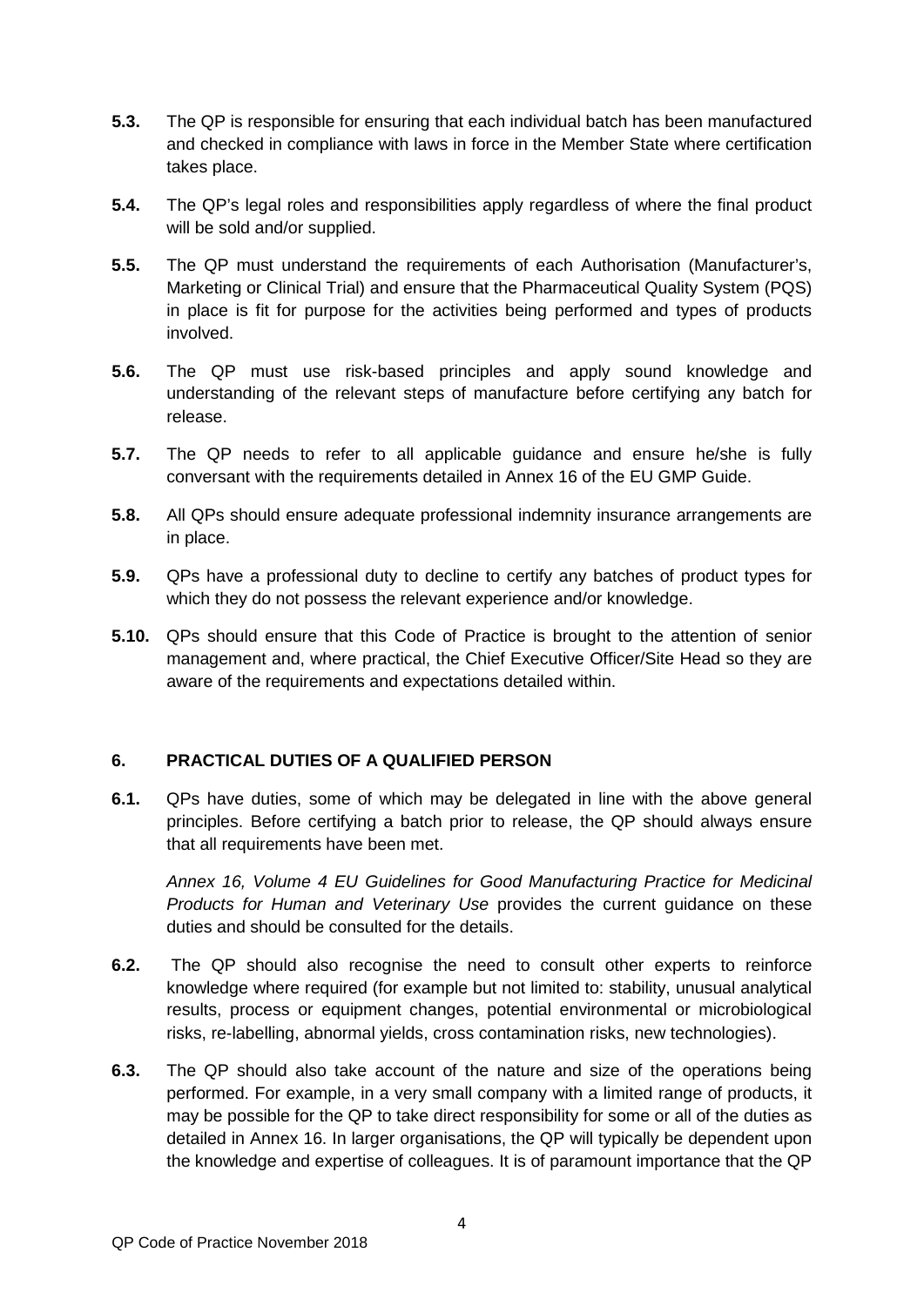**5.3.** The QP is responsible for ensuring that each individual batch has been manufactured and checked in compliance with laws in force in the Member State where certification takes place.

**5.4.** The QP's legal roles and responsibilities apply regardless of where the final product will be sold and/or supplied.

**5.5.** The QP must understand the requirements of each Authorisation (Manufacturer's, Marketing or Clinical Trial) and ensure that the Pharmaceutical Quality System (PQS) in place is fit for purpose for the activities being performed and types of products involved.

**5.6.** The QP must use risk-based principles and apply sound knowledge and understanding of the relevant steps of manufacture before certifying any batch for release.

**5.7.** The QP needs to refer to all applicable guidance and ensure he/she is fully conversant with the requirements detailed in Annex 16 of the EU GMP Guide.

**5.8.** All QPs should ensure adequate professional indemnity insurance arrangements are in place.

**5.9.** QPs have a professional duty to decline to certify any batches of product types for which they do not possess the relevant experience and/or knowledge.

**5.10.** QPs should ensure that this Code of Practice is brought to the attention of senior management and, where practical, the Chief Executive Officer/Site Head so they are aware of the requirements and expectations detailed within.

## 6. PRACTICAL DUTIES OF A QUALIFIED PERSON

**6.1.** QPs have duties, some of which may be delegated in line with the above general principles. Before certifying a batch prior to release, the QP should always ensure that all requirements have been met.

*Annex 16, Volume 4 EU Guidelines for Good Manufacturing Practice for Medicinal Products for Human and Veterinary Use* provides the current guidance on these duties and should be consulted for the details.

**6.2.** The QP should also recognise the need to consult other experts to reinforce knowledge where required (for example but not limited to: stability, unusual analytical results, process or equipment changes, potential environmental or microbiological risks, re-labelling, abnormal yields, cross contamination risks, new technologies).

**6.3.** The QP should also take account of the nature and size of the operations being performed. For example, in a very small company with a limited range of products, it may be possible for the QP to take direct responsibility for some or all of the duties as detailed in Annex 16. In larger organisations, the QP will typically be dependent upon the knowledge and expertise of colleagues. It is of paramount importance that the QP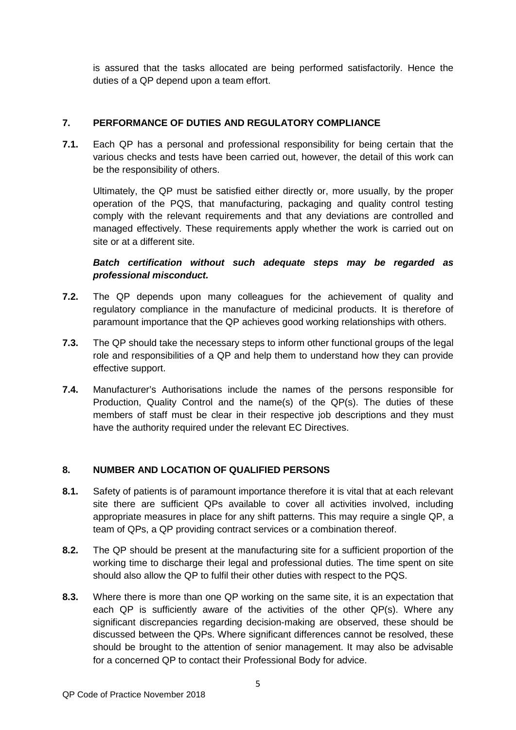is assured that the tasks allocated are being performed satisfactorily. Hence the duties of a QP depend upon a team effort.

## 7. PERFORMANCE OF DUTIES AND REGULATORY COMPLIANCE

**7.1.** Each QP has a personal and professional responsibility for being certain that the various checks and tests have been carried out, however, the detail of this work can be the responsibility of others.

Ultimately, the QP must be satisfied either directly or, more usually, by the proper operation of the PQS, that manufacturing, packaging and quality control testing comply with the relevant requirements and that any deviations are controlled and managed effectively. These requirements apply whether the work is carried out on site or at a different site.

***Batch certification without such adequate steps may be regarded as professional misconduct.***

**7.2.** The QP depends upon many colleagues for the achievement of quality and regulatory compliance in the manufacture of medicinal products. It is therefore of paramount importance that the QP achieves good working relationships with others.

**7.3.** The QP should take the necessary steps to inform other functional groups of the legal role and responsibilities of a QP and help them to understand how they can provide effective support.

**7.4.** Manufacturer's Authorisations include the names of the persons responsible for Production, Quality Control and the name(s) of the QP(s). The duties of these members of staff must be clear in their respective job descriptions and they must have the authority required under the relevant EC Directives.

## 8. NUMBER AND LOCATION OF QUALIFIED PERSONS

**8.1.** Safety of patients is of paramount importance therefore it is vital that at each relevant site there are sufficient QPs available to cover all activities involved, including appropriate measures in place for any shift patterns. This may require a single QP, a team of QPs, a QP providing contract services or a combination thereof.

**8.2.** The QP should be present at the manufacturing site for a sufficient proportion of the working time to discharge their legal and professional duties. The time spent on site should also allow the QP to fulfil their other duties with respect to the PQS.

**8.3.** Where there is more than one QP working on the same site, it is an expectation that each QP is sufficiently aware of the activities of the other QP(s). Where any significant discrepancies regarding decision-making are observed, these should be discussed between the QPs. Where significant differences cannot be resolved, these should be brought to the attention of senior management. It may also be advisable for a concerned QP to contact their Professional Body for advice.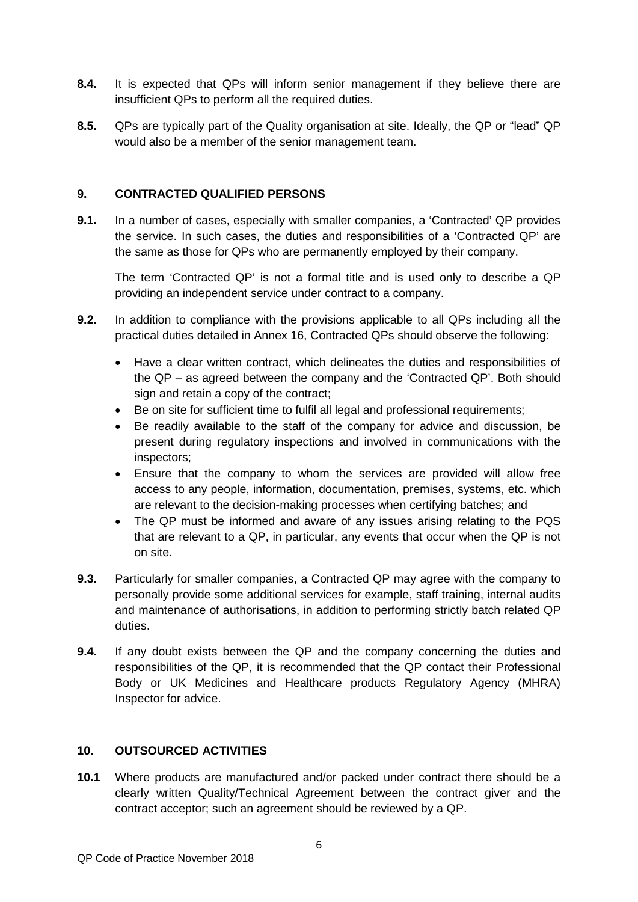**8.4.** It is expected that QPs will inform senior management if they believe there are insufficient QPs to perform all the required duties.

**8.5.** QPs are typically part of the Quality organisation at site. Ideally, the QP or "lead" QP would also be a member of the senior management team.

## 9. CONTRACTED QUALIFIED PERSONS

**9.1.** In a number of cases, especially with smaller companies, a 'Contracted' QP provides the service. In such cases, the duties and responsibilities of a 'Contracted QP' are the same as those for QPs who are permanently employed by their company.

The term 'Contracted QP' is not a formal title and is used only to describe a QP providing an independent service under contract to a company.

**9.2.** In addition to compliance with the provisions applicable to all QPs including all the practical duties detailed in Annex 16, Contracted QPs should observe the following:

- Have a clear written contract, which delineates the duties and responsibilities of the QP – as agreed between the company and the 'Contracted QP'. Both should sign and retain a copy of the contract;
- Be on site for sufficient time to fulfil all legal and professional requirements;
- Be readily available to the staff of the company for advice and discussion, be present during regulatory inspections and involved in communications with the inspectors;
- Ensure that the company to whom the services are provided will allow free access to any people, information, documentation, premises, systems, etc. which are relevant to the decision-making processes when certifying batches; and
- The QP must be informed and aware of any issues arising relating to the PQS that are relevant to a QP, in particular, any events that occur when the QP is not on site.

**9.3.** Particularly for smaller companies, a Contracted QP may agree with the company to personally provide some additional services for example, staff training, internal audits and maintenance of authorisations, in addition to performing strictly batch related QP duties.

**9.4.** If any doubt exists between the QP and the company concerning the duties and responsibilities of the QP, it is recommended that the QP contact their Professional Body or UK Medicines and Healthcare products Regulatory Agency (MHRA) Inspector for advice.

## 10. OUTSOURCED ACTIVITIES

**10.1** Where products are manufactured and/or packed under contract there should be a clearly written Quality/Technical Agreement between the contract giver and the contract acceptor; such an agreement should be reviewed by a QP.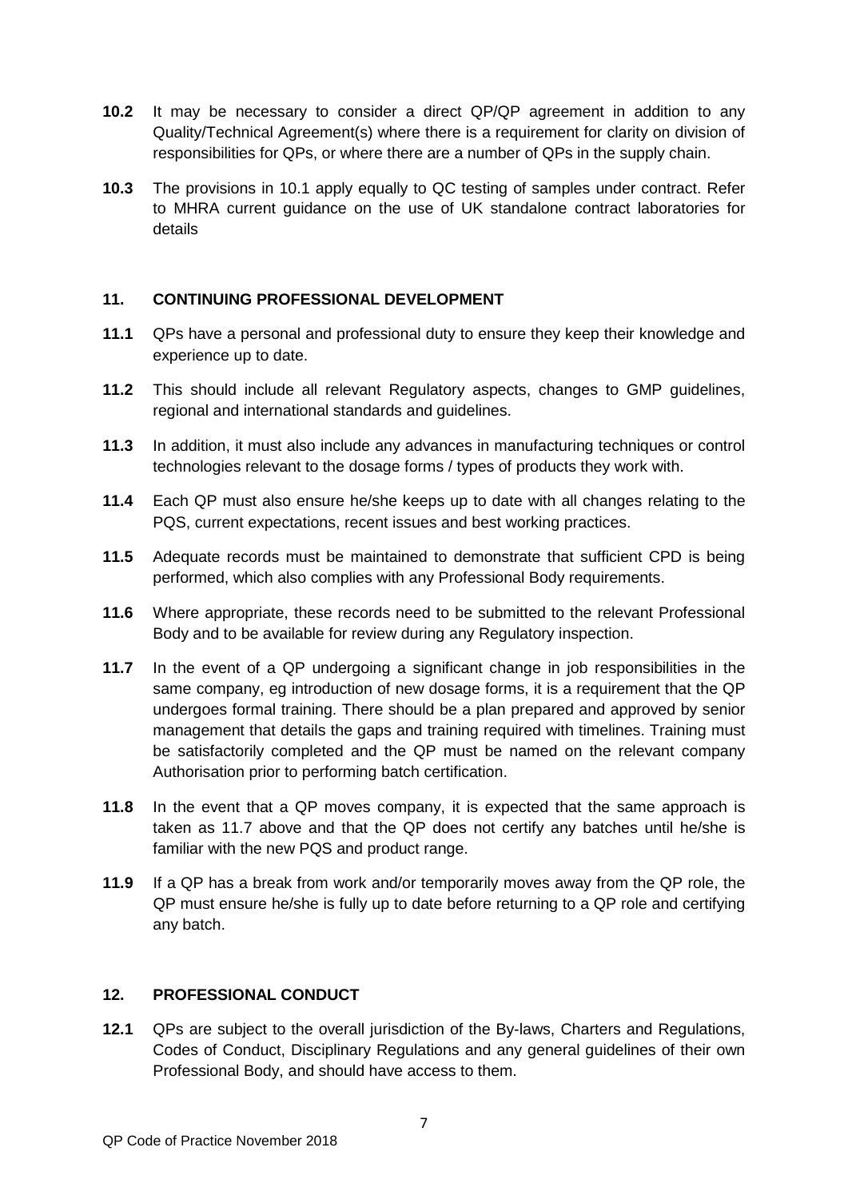**10.2** It may be necessary to consider a direct QP/QP agreement in addition to any Quality/Technical Agreement(s) where there is a requirement for clarity on division of responsibilities for QPs, or where there are a number of QPs in the supply chain.

**10.3** The provisions in 10.1 apply equally to QC testing of samples under contract. Refer to MHRA current guidance on the use of UK standalone contract laboratories for details

## 11. CONTINUING PROFESSIONAL DEVELOPMENT

**11.1** QPs have a personal and professional duty to ensure they keep their knowledge and experience up to date.

**11.2** This should include all relevant Regulatory aspects, changes to GMP guidelines, regional and international standards and guidelines.

**11.3** In addition, it must also include any advances in manufacturing techniques or control technologies relevant to the dosage forms / types of products they work with.

**11.4** Each QP must also ensure he/she keeps up to date with all changes relating to the PQS, current expectations, recent issues and best working practices.

**11.5** Adequate records must be maintained to demonstrate that sufficient CPD is being performed, which also complies with any Professional Body requirements.

**11.6** Where appropriate, these records need to be submitted to the relevant Professional Body and to be available for review during any Regulatory inspection.

**11.7** In the event of a QP undergoing a significant change in job responsibilities in the same company, eg introduction of new dosage forms, it is a requirement that the QP undergoes formal training. There should be a plan prepared and approved by senior management that details the gaps and training required with timelines. Training must be satisfactorily completed and the QP must be named on the relevant company Authorisation prior to performing batch certification.

**11.8** In the event that a QP moves company, it is expected that the same approach is taken as 11.7 above and that the QP does not certify any batches until he/she is familiar with the new PQS and product range.

**11.9** If a QP has a break from work and/or temporarily moves away from the QP role, the QP must ensure he/she is fully up to date before returning to a QP role and certifying any batch.

## 12. PROFESSIONAL CONDUCT

**12.1** QPs are subject to the overall jurisdiction of the By-laws, Charters and Regulations, Codes of Conduct, Disciplinary Regulations and any general guidelines of their own Professional Body, and should have access to them.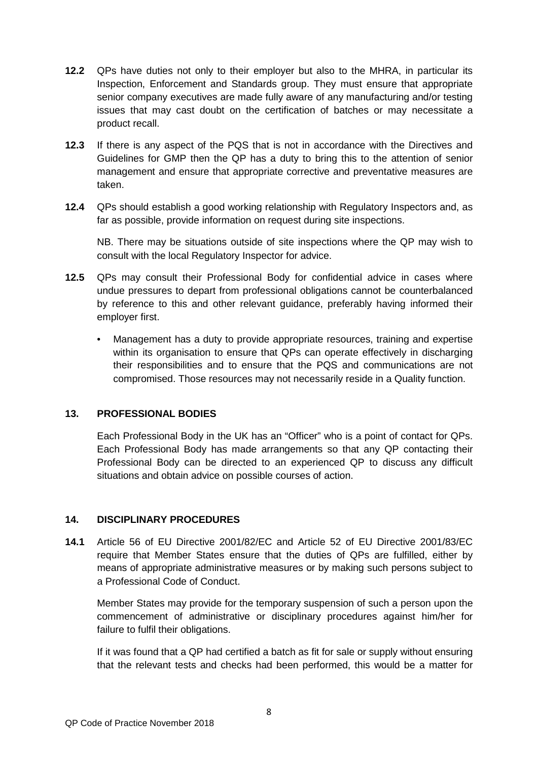**12.2** QPs have duties not only to their employer but also to the MHRA, in particular its Inspection, Enforcement and Standards group. They must ensure that appropriate senior company executives are made fully aware of any manufacturing and/or testing issues that may cast doubt on the certification of batches or may necessitate a product recall.

**12.3** If there is any aspect of the PQS that is not in accordance with the Directives and Guidelines for GMP then the QP has a duty to bring this to the attention of senior management and ensure that appropriate corrective and preventative measures are taken.

**12.4** QPs should establish a good working relationship with Regulatory Inspectors and, as far as possible, provide information on request during site inspections.

NB. There may be situations outside of site inspections where the QP may wish to consult with the local Regulatory Inspector for advice.

**12.5** QPs may consult their Professional Body for confidential advice in cases where undue pressures to depart from professional obligations cannot be counterbalanced by reference to this and other relevant guidance, preferably having informed their employer first.

- Management has a duty to provide appropriate resources, training and expertise within its organisation to ensure that QPs can operate effectively in discharging their responsibilities and to ensure that the PQS and communications are not compromised. Those resources may not necessarily reside in a Quality function.

## 13. PROFESSIONAL BODIES

Each Professional Body in the UK has an "Officer" who is a point of contact for QPs. Each Professional Body has made arrangements so that any QP contacting their Professional Body can be directed to an experienced QP to discuss any difficult situations and obtain advice on possible courses of action.

## 14. DISCIPLINARY PROCEDURES

**14.1** Article 56 of EU Directive 2001/82/EC and Article 52 of EU Directive 2001/83/EC require that Member States ensure that the duties of QPs are fulfilled, either by means of appropriate administrative measures or by making such persons subject to a Professional Code of Conduct.

Member States may provide for the temporary suspension of such a person upon the commencement of administrative or disciplinary procedures against him/her for failure to fulfil their obligations.

If it was found that a QP had certified a batch as fit for sale or supply without ensuring that the relevant tests and checks had been performed, this would be a matter for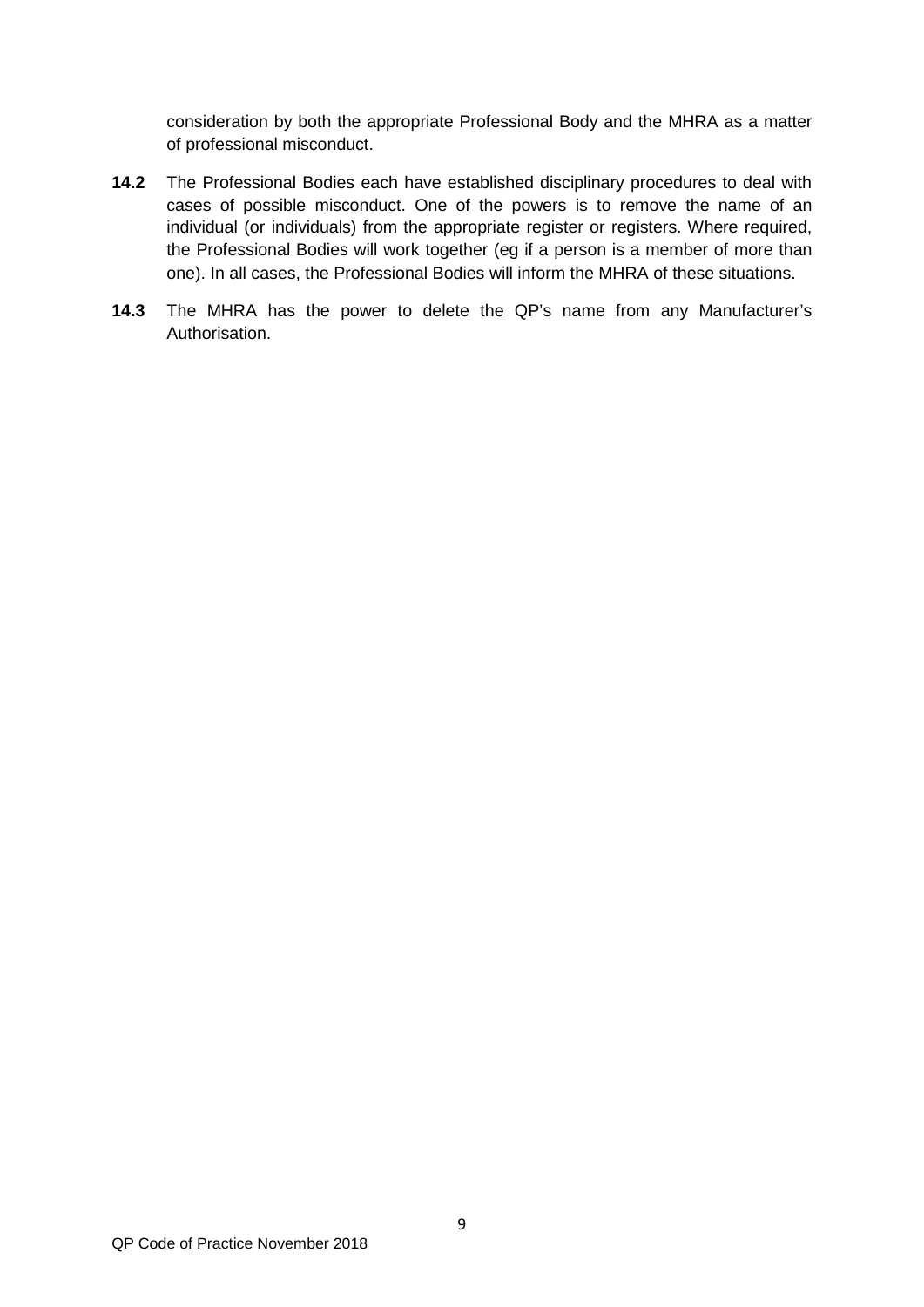consideration by both the appropriate Professional Body and the MHRA as a matter of professional misconduct.

**14.2** The Professional Bodies each have established disciplinary procedures to deal with cases of possible misconduct. One of the powers is to remove the name of an individual (or individuals) from the appropriate register or registers. Where required, the Professional Bodies will work together (eg if a person is a member of more than one). In all cases, the Professional Bodies will inform the MHRA of these situations.

**14.3** The MHRA has the power to delete the QP's name from any Manufacturer's Authorisation.